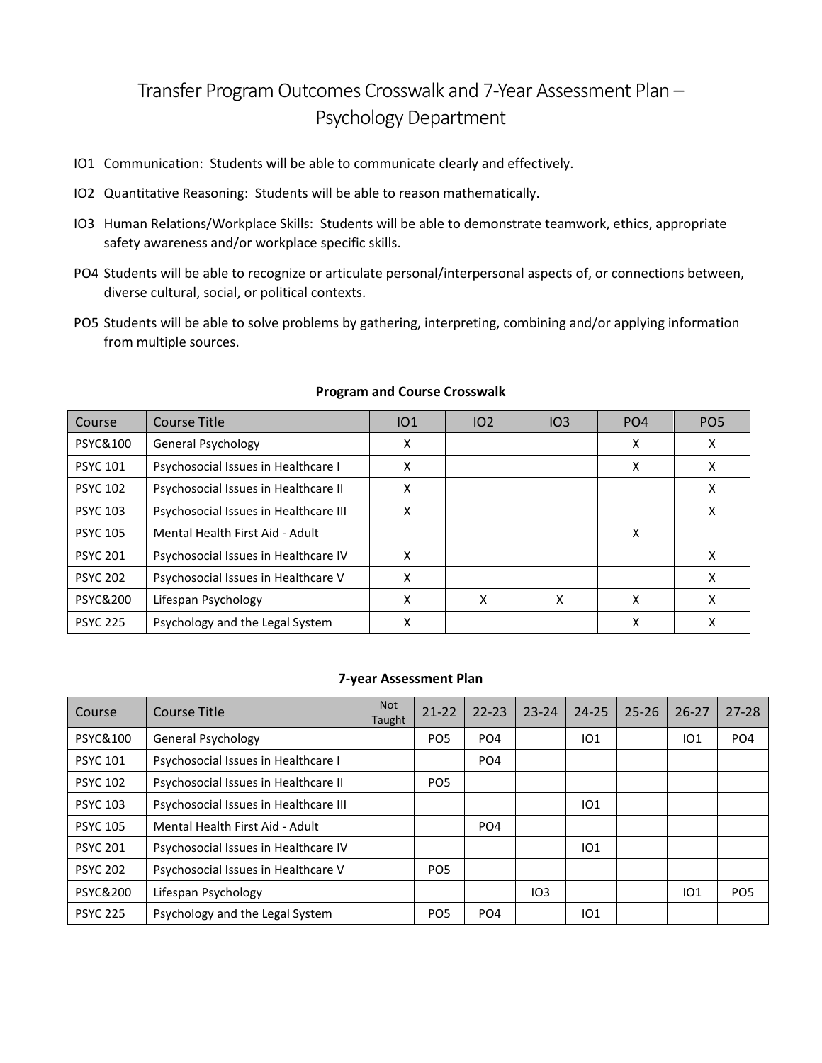# Transfer Program Outcomes Crosswalk and 7-Year Assessment Plan – Psychology Department

- IO1 Communication: Students will be able to communicate clearly and effectively.
- IO2 Quantitative Reasoning: Students will be able to reason mathematically.
- IO3 Human Relations/Workplace Skills: Students will be able to demonstrate teamwork, ethics, appropriate safety awareness and/or workplace specific skills.
- PO4 Students will be able to recognize or articulate personal/interpersonal aspects of, or connections between, diverse cultural, social, or political contexts.
- PO5 Students will be able to solve problems by gathering, interpreting, combining and/or applying information from multiple sources.

**Program and Course Crosswalk**

| Course | Course Title | IO1 | IO2 | IO3 | PO4 | PO5 |
|---|---|---|---|---|---|---|
| PSYC&100 | General Psychology | X | | | X | X |
| PSYC 101 | Psychosocial Issues in Healthcare I | X | | | X | X |
| PSYC 102 | Psychosocial Issues in Healthcare II | X | | | | X |
| PSYC 103 | Psychosocial Issues in Healthcare III | X | | | | X |
| PSYC 105 | Mental Health First Aid - Adult | | | | X | |
| PSYC 201 | Psychosocial Issues in Healthcare IV | X | | | | X |
| PSYC 202 | Psychosocial Issues in Healthcare V | X | | | | X |
| PSYC&200 | Lifespan Psychology | X | X | X | X | X |
| PSYC 225 | Psychology and the Legal System | X | | | X | X |

**7-year Assessment Plan**

| Course | Course Title | Not Taught | 21-22 | 22-23 | 23-24 | 24-25 | 25-26 | 26-27 | 27-28 |
|---|---|---|---|---|---|---|---|---|---|
| PSYC&100 | General Psychology | | PO5 | PO4 | | IO1 | | IO1 | PO4 |
| PSYC 101 | Psychosocial Issues in Healthcare I | | | PO4 | | | | | |
| PSYC 102 | Psychosocial Issues in Healthcare II | | PO5 | | | | | | |
| PSYC 103 | Psychosocial Issues in Healthcare III | | | | | IO1 | | | |
| PSYC 105 | Mental Health First Aid - Adult | | | PO4 | | | | | |
| PSYC 201 | Psychosocial Issues in Healthcare IV | | | | | IO1 | | | |
| PSYC 202 | Psychosocial Issues in Healthcare V | | PO5 | | | | | | |
| PSYC&200 | Lifespan Psychology | | | | IO3 | | | IO1 | PO5 |
| PSYC 225 | Psychology and the Legal System | | PO5 | PO4 | | IO1 | | | |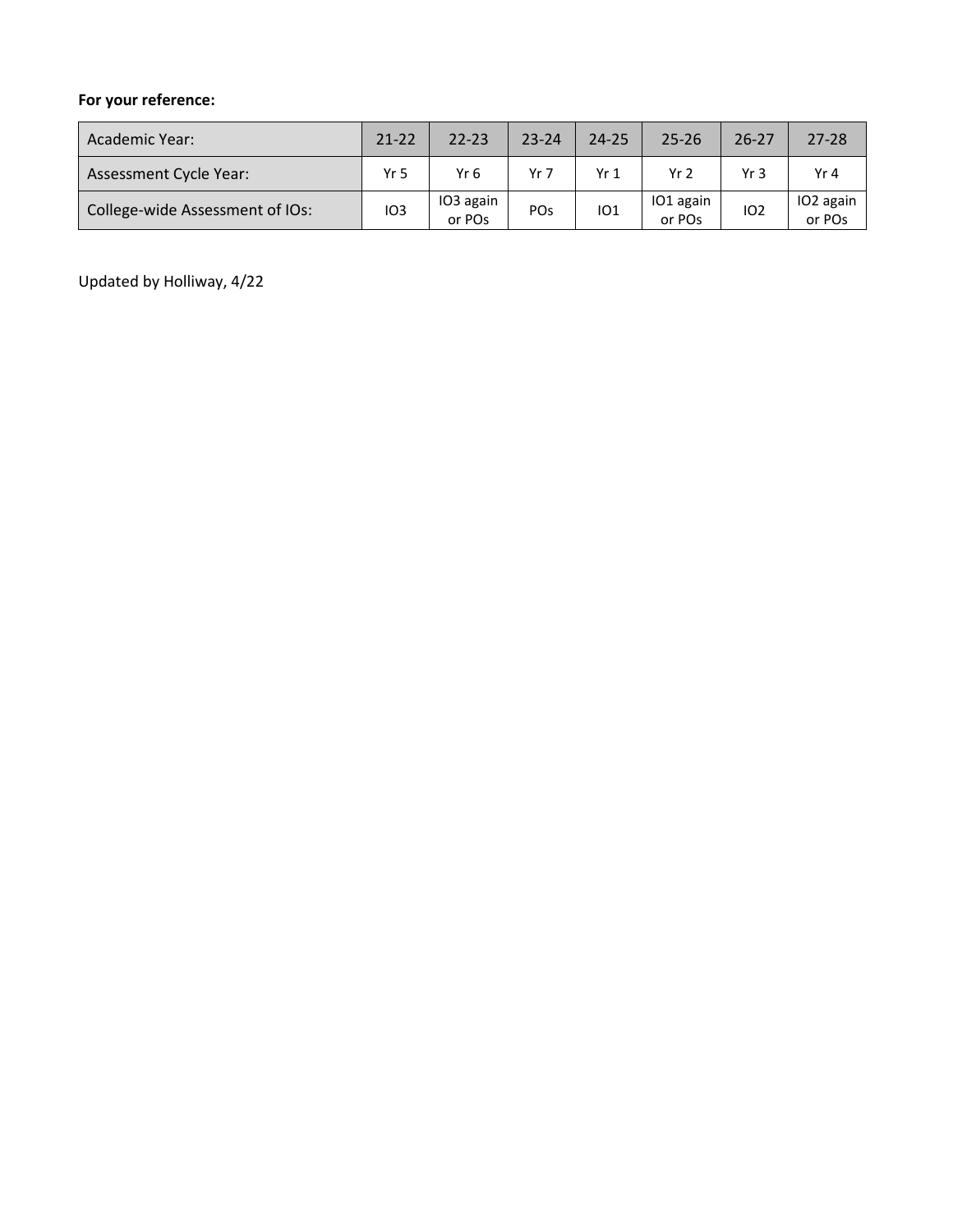**For your reference:**

| Academic Year: | 21-22 | 22-23 | 23-24 | 24-25 | 25-26 | 26-27 | 27-28 |
|---|---|---|---|---|---|---|---|
| Assessment Cycle Year: | Yr 5 | Yr 6 | Yr 7 | Yr 1 | Yr 2 | Yr 3 | Yr 4 |
| College-wide Assessment of IOs: | IO3 | IO3 again or POs | POs | IO1 | IO1 again or POs | IO2 | IO2 again or POs |

Updated by Holliway, 4/22